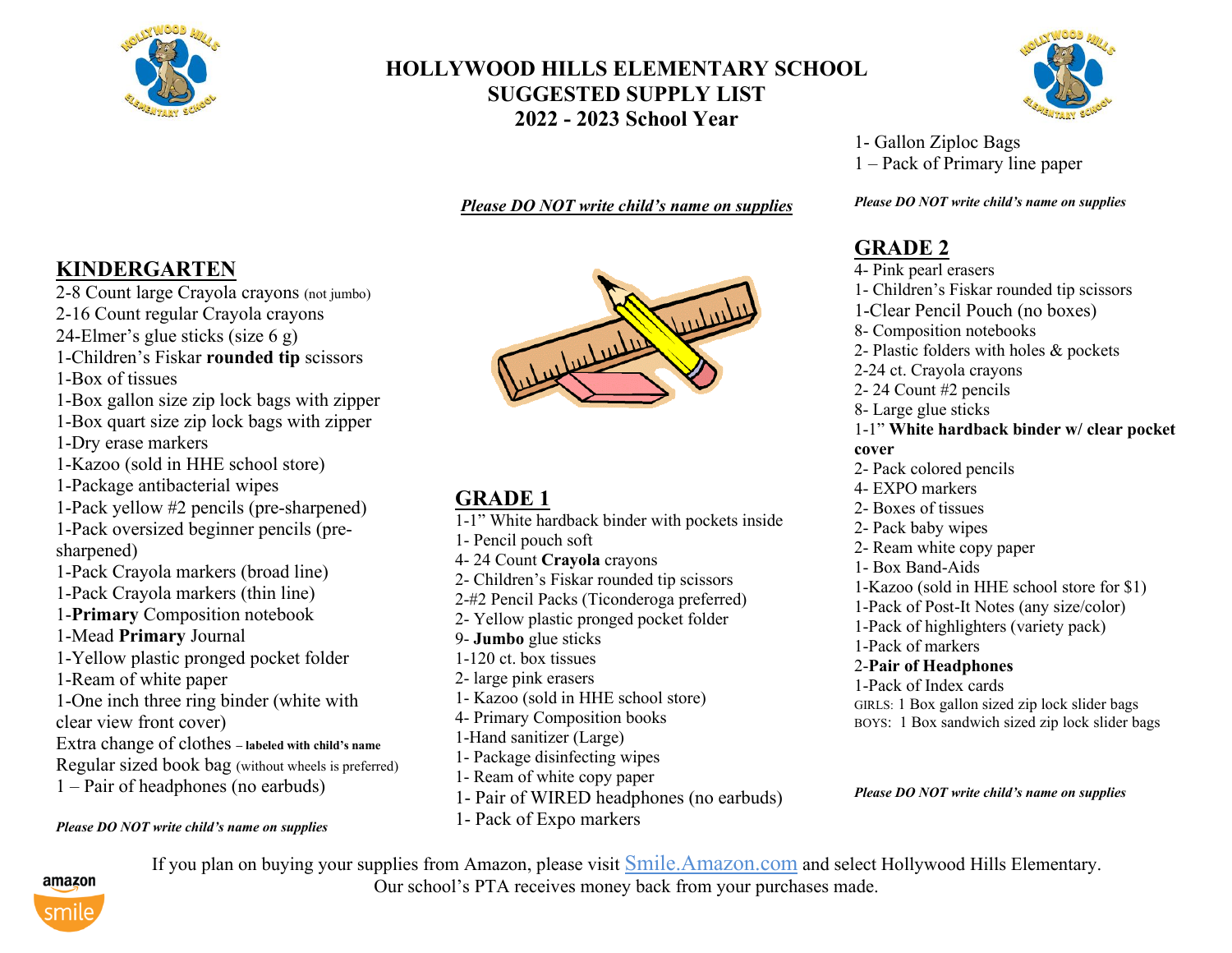# HOLLYWOOD HILLS ELEMENTARY SCHOOL
# SUGGESTED SUPPLY LIST
# 2022 - 2023 School Year

***Please DO NOT write child's name on supplies***

## KINDERGARTEN

2-8 Count large Crayola crayons (not jumbo)
2-16 Count regular Crayola crayons
24-Elmer's glue sticks (size 6 g)
1-Children's Fiskar **rounded tip** scissors
1-Box of tissues
1-Box gallon size zip lock bags with zipper
1-Box quart size zip lock bags with zipper
1-Dry erase markers
1-Kazoo (sold in HHE school store)
1-Package antibacterial wipes
1-Pack yellow #2 pencils (pre-sharpened)
1-Pack oversized beginner pencils (pre-sharpened)
1-Pack Crayola markers (broad line)
1-Pack Crayola markers (thin line)
1-**Primary** Composition notebook
1-Mead **Primary** Journal
1-Yellow plastic pronged pocket folder
1-Ream of white paper
1-One inch three ring binder (white with clear view front cover)
Extra change of clothes – **labeled with child's name**
Regular sized book bag (without wheels is preferred)
1 – Pair of headphones (no earbuds)

***Please DO NOT write child's name on supplies***

## GRADE 1

1-1" White hardback binder with pockets inside
1- Pencil pouch soft
4- 24 Count **Crayola** crayons
2- Children's Fiskar rounded tip scissors
2-#2 Pencil Packs (Ticonderoga preferred)
2- Yellow plastic pronged pocket folder
9- **Jumbo** glue sticks
1-120 ct. box tissues
2- large pink erasers
1- Kazoo (sold in HHE school store)
4- Primary Composition books
1-Hand sanitizer (Large)
1- Package disinfecting wipes
1- Ream of white copy paper
1- Pair of WIRED headphones (no earbuds)
1- Pack of Expo markers
1- Gallon Ziploc Bags
1 – Pack of Primary line paper

***Please DO NOT write child's name on supplies***

## GRADE 2

4- Pink pearl erasers
1- Children's Fiskar rounded tip scissors
1-Clear Pencil Pouch (no boxes)
8- Composition notebooks
2- Plastic folders with holes & pockets
2-24 ct. Crayola crayons
2- 24 Count #2 pencils
8- Large glue sticks
1-1" **White hardback binder w/ clear pocket cover**
2- Pack colored pencils
4- EXPO markers
2- Boxes of tissues
2- Pack baby wipes
2- Ream white copy paper
1- Box Band-Aids
1-Kazoo (sold in HHE school store for $1)
1-Pack of Post-It Notes (any size/color)
1-Pack of highlighters (variety pack)
1-Pack of markers
2-**Pair of Headphones**
1-Pack of Index cards
GIRLS: 1 Box gallon sized zip lock slider bags
BOYS: 1 Box sandwich sized zip lock slider bags

***Please DO NOT write child's name on supplies***

If you plan on buying your supplies from Amazon, please visit Smile.Amazon.com and select Hollywood Hills Elementary. Our school's PTA receives money back from your purchases made.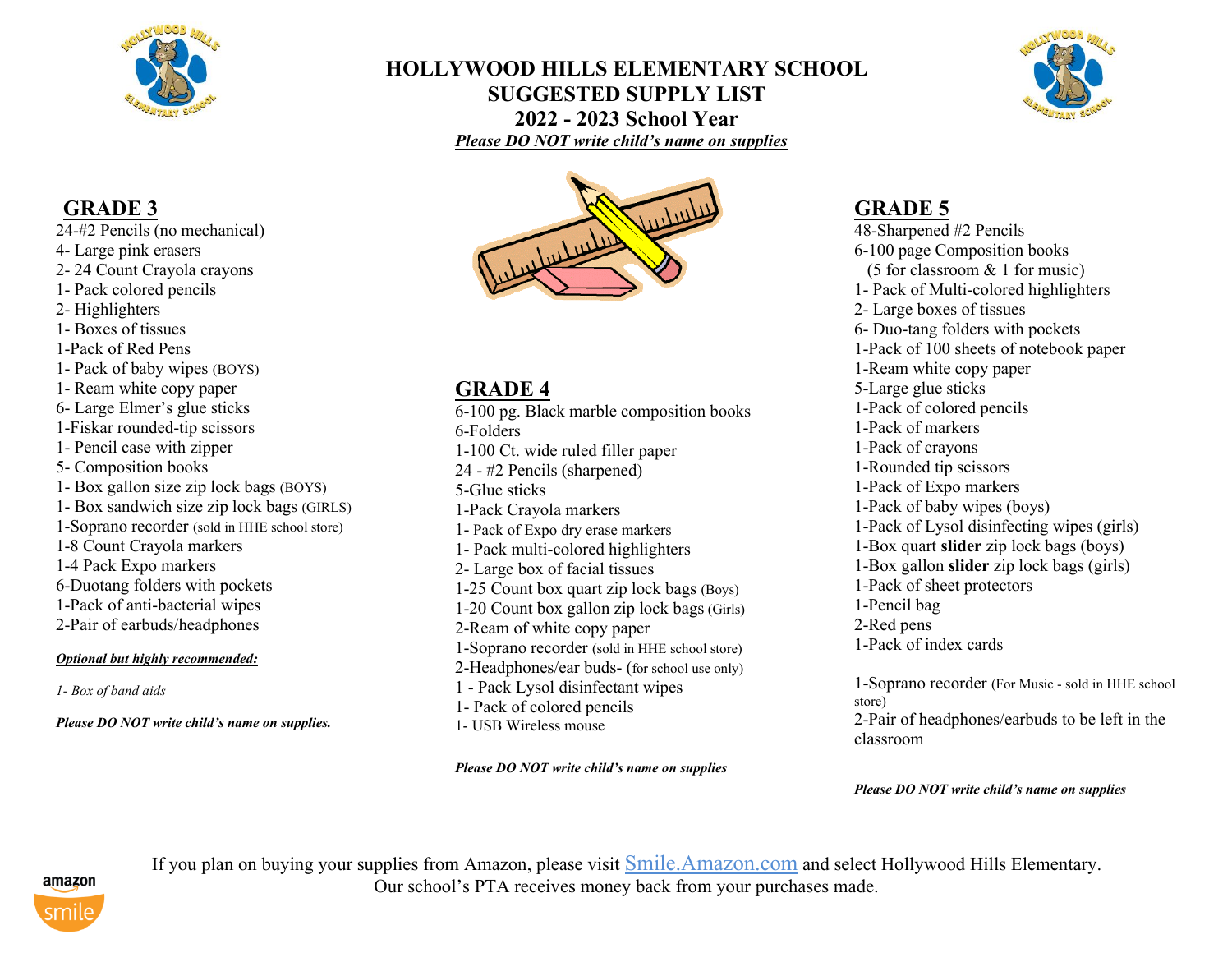# HOLLYWOOD HILLS ELEMENTARY SCHOOL
# SUGGESTED SUPPLY LIST
# 2022 - 2023 School Year

***Please DO NOT write child's name on supplies***

## GRADE 3

24-#2 Pencils (no mechanical)
4- Large pink erasers
2- 24 Count Crayola crayons
1- Pack colored pencils
2- Highlighters
1- Boxes of tissues
1-Pack of Red Pens
1- Pack of baby wipes (BOYS)
1- Ream white copy paper
6- Large Elmer's glue sticks
1-Fiskar rounded-tip scissors
1- Pencil case with zipper
5- Composition books
1- Box gallon size zip lock bags (BOYS)
1- Box sandwich size zip lock bags (GIRLS)
1-Soprano recorder (sold in HHE school store)
1-8 Count Crayola markers
1-4 Pack Expo markers
6-Duotang folders with pockets
1-Pack of anti-bacterial wipes
2-Pair of earbuds/headphones

***Optional but highly recommended:***

*1- Box of band aids*

***Please DO NOT write child's name on supplies.***

## GRADE 4

6-100 pg. Black marble composition books
6-Folders
1-100 Ct. wide ruled filler paper
24 - #2 Pencils (sharpened)
5-Glue sticks
1-Pack Crayola markers
1- Pack of Expo dry erase markers
1- Pack multi-colored highlighters
2- Large box of facial tissues
1-25 Count box quart zip lock bags (Boys)
1-20 Count box gallon zip lock bags (Girls)
2-Ream of white copy paper
1-Soprano recorder (sold in HHE school store)
2-Headphones/ear buds- (for school use only)
1 - Pack Lysol disinfectant wipes
1- Pack of colored pencils
1- USB Wireless mouse

***Please DO NOT write child's name on supplies***

## GRADE 5

48-Sharpened #2 Pencils
6-100 page Composition books
(5 for classroom & 1 for music)
1- Pack of Multi-colored highlighters
2- Large boxes of tissues
6- Duo-tang folders with pockets
1-Pack of 100 sheets of notebook paper
1-Ream white copy paper
5-Large glue sticks
1-Pack of colored pencils
1-Pack of markers
1-Pack of crayons
1-Rounded tip scissors
1-Pack of Expo markers
1-Pack of baby wipes (boys)
1-Pack of Lysol disinfecting wipes (girls)
1-Box quart **slider** zip lock bags (boys)
1-Box gallon **slider** zip lock bags (girls)
1-Pack of sheet protectors
1-Pencil bag
2-Red pens
1-Pack of index cards

1-Soprano recorder (For Music - sold in HHE school store)
2-Pair of headphones/earbuds to be left in the classroom

***Please DO NOT write child's name on supplies***

If you plan on buying your supplies from Amazon, please visit Smile.Amazon.com and select Hollywood Hills Elementary. Our school's PTA receives money back from your purchases made.